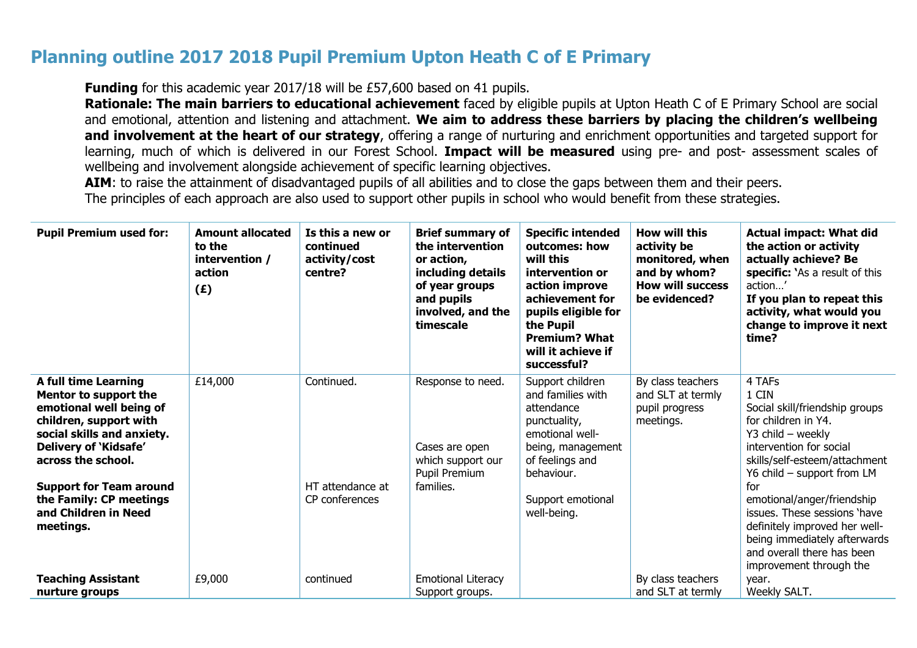# Planning outline 2017 2018 Pupil Premium Upton Heath C of E Primary

**Funding** for this academic year 2017/18 will be £57,600 based on 41 pupils.

**Rationale: The main barriers to educational achievement** faced by eligible pupils at Upton Heath C of E Primary School are social and emotional, attention and listening and attachment. **We aim to address these barriers by placing the children's wellbeing and involvement at the heart of our strategy**, offering a range of nurturing and enrichment opportunities and targeted support for learning, much of which is delivered in our Forest School. **Impact will be measured** using pre- and post- assessment scales of wellbeing and involvement alongside achievement of specific learning objectives.

**AIM**: to raise the attainment of disadvantaged pupils of all abilities and to close the gaps between them and their peers.

The principles of each approach are also used to support other pupils in school who would benefit from these strategies.

| Pupil Premium used for: | Amount allocated to the intervention / action (£) | Is this a new or continued activity/cost centre? | Brief summary of the intervention or action, including details of year groups and pupils involved, and the timescale | Specific intended outcomes: how will this intervention or action improve achievement for pupils eligible for the Pupil Premium? What will it achieve if successful? | How will this activity be monitored, when and by whom? How will success be evidenced? | Actual impact: What did the action or activity actually achieve? Be specific: 'As a result of this action…' **If you plan to repeat this activity, what would you change to improve it next time?** |
|---|---|---|---|---|---|---|
| **A full time Learning Mentor to support the emotional well being of children, support with social skills and anxiety. Delivery of 'Kidsafe' across the school.**<br><br>**Support for Team around the Family: CP meetings and Children in Need meetings.** | £14,000 | Continued.<br><br>HT attendance at CP conferences | Response to need.<br><br>Cases are open which support our Pupil Premium families. | Support children and families with attendance punctuality, emotional well-being, management of feelings and behaviour.<br><br>Support emotional well-being. | By class teachers and SLT at termly pupil progress meetings. | 4 TAFs<br>1 CIN<br>Social skill/friendship groups for children in Y4.<br>Y3 child – weekly intervention for social skills/self-esteem/attachment<br>Y6 child – support from LM for emotional/anger/friendship issues. These sessions 'have definitely improved her well-being immediately afterwards and overall there has been improvement through the year.<br>Weekly SALT. |
| **Teaching Assistant nurture groups** | £9,000 | continued | Emotional Literacy Support groups. | | By class teachers and SLT at termly | |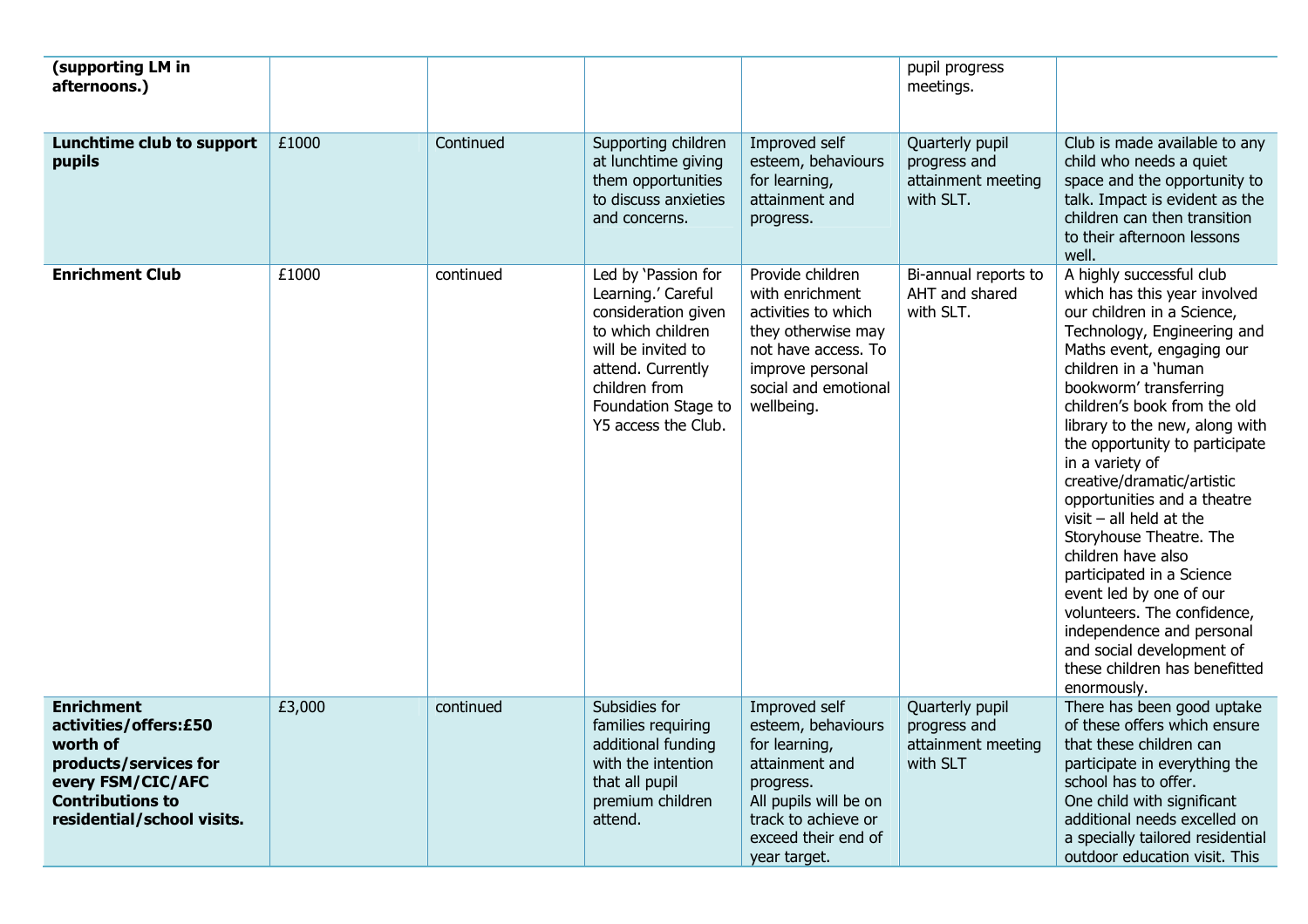| | | | | | | |
|---|---|---|---|---|---|---|
| **(supporting LM in afternoons.)** | | | | | pupil progress meetings. | |
| **Lunchtime club to support pupils** | £1000 | Continued | Supporting children at lunchtime giving them opportunities to discuss anxieties and concerns. | Improved self esteem, behaviours for learning, attainment and progress. | Quarterly pupil progress and attainment meeting with SLT. | Club is made available to any child who needs a quiet space and the opportunity to talk. Impact is evident as the children can then transition to their afternoon lessons well. |
| **Enrichment Club** | £1000 | continued | Led by 'Passion for Learning.' Careful consideration given to which children will be invited to attend. Currently children from Foundation Stage to Y5 access the Club. | Provide children with enrichment activities to which they otherwise may not have access. To improve personal social and emotional wellbeing. | Bi-annual reports to AHT and shared with SLT. | A highly successful club which has this year involved our children in a Science, Technology, Engineering and Maths event, engaging our children in a 'human bookworm' transferring children's book from the old library to the new, along with the opportunity to participate in a variety of creative/dramatic/artistic opportunities and a theatre visit – all held at the Storyhouse Theatre. The children have also participated in a Science event led by one of our volunteers. The confidence, independence and personal and social development of these children has benefitted enormously. |
| **Enrichment activities/offers:£50 worth of products/services for every FSM/CIC/AFC Contributions to residential/school visits.** | £3,000 | continued | Subsidies for families requiring additional funding with the intention that all pupil premium children attend. | Improved self esteem, behaviours for learning, attainment and progress. All pupils will be on track to achieve or exceed their end of year target. | Quarterly pupil progress and attainment meeting with SLT | There has been good uptake of these offers which ensure that these children can participate in everything the school has to offer. One child with significant additional needs excelled on a specially tailored residential outdoor education visit. This |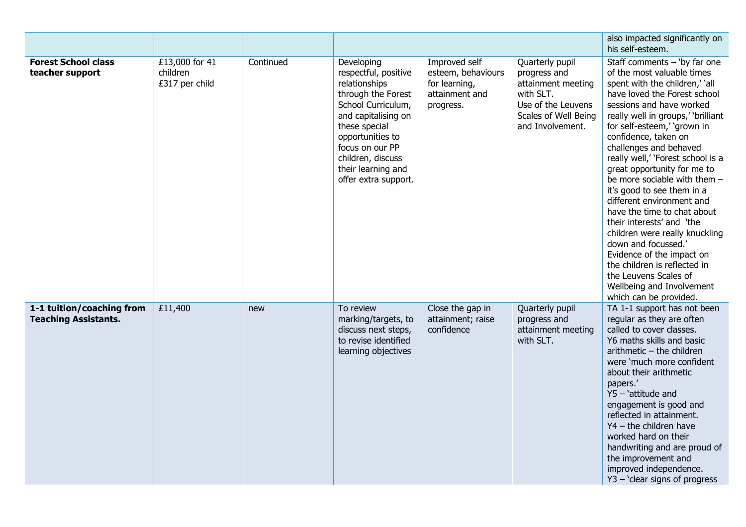| | | | | | | |
|---|---|---|---|---|---|---|
| | | | | | | also impacted significantly on his self-esteem. |
| **Forest School class teacher support** | £13,000 for 41 children £317 per child | Continued | Developing respectful, positive relationships through the Forest School Curriculum, and capitalising on these special opportunities to focus on our PP children, discuss their learning and offer extra support. | Improved self esteem, behaviours for learning, attainment and progress. | Quarterly pupil progress and attainment meeting with SLT. Use of the Leuvens Scales of Well Being and Involvement. | Staff comments – 'by far one of the most valuable times spent with the children,' 'all have loved the Forest school sessions and have worked really well in groups,' 'brilliant for self-esteem,' 'grown in confidence, taken on challenges and behaved really well,' 'Forest school is a great opportunity for me to be more sociable with them – it's good to see them in a different environment and have the time to chat about their interests' and 'the children were really knuckling down and focussed.' Evidence of the impact on the children is reflected in the Leuvens Scales of Wellbeing and Involvement which can be provided. |
| **1-1 tuition/coaching from Teaching Assistants.** | £11,400 | new | To review marking/targets, to discuss next steps, to revise identified learning objectives | Close the gap in attainment; raise confidence | Quarterly pupil progress and attainment meeting with SLT. | TA 1-1 support has not been regular as they are often called to cover classes. Y6 maths skills and basic arithmetic – the children were 'much more confident about their arithmetic papers.' Y5 – 'attitude and engagement is good and reflected in attainment. Y4 – the children have worked hard on their handwriting and are proud of the improvement and improved independence. Y3 – 'clear signs of progress |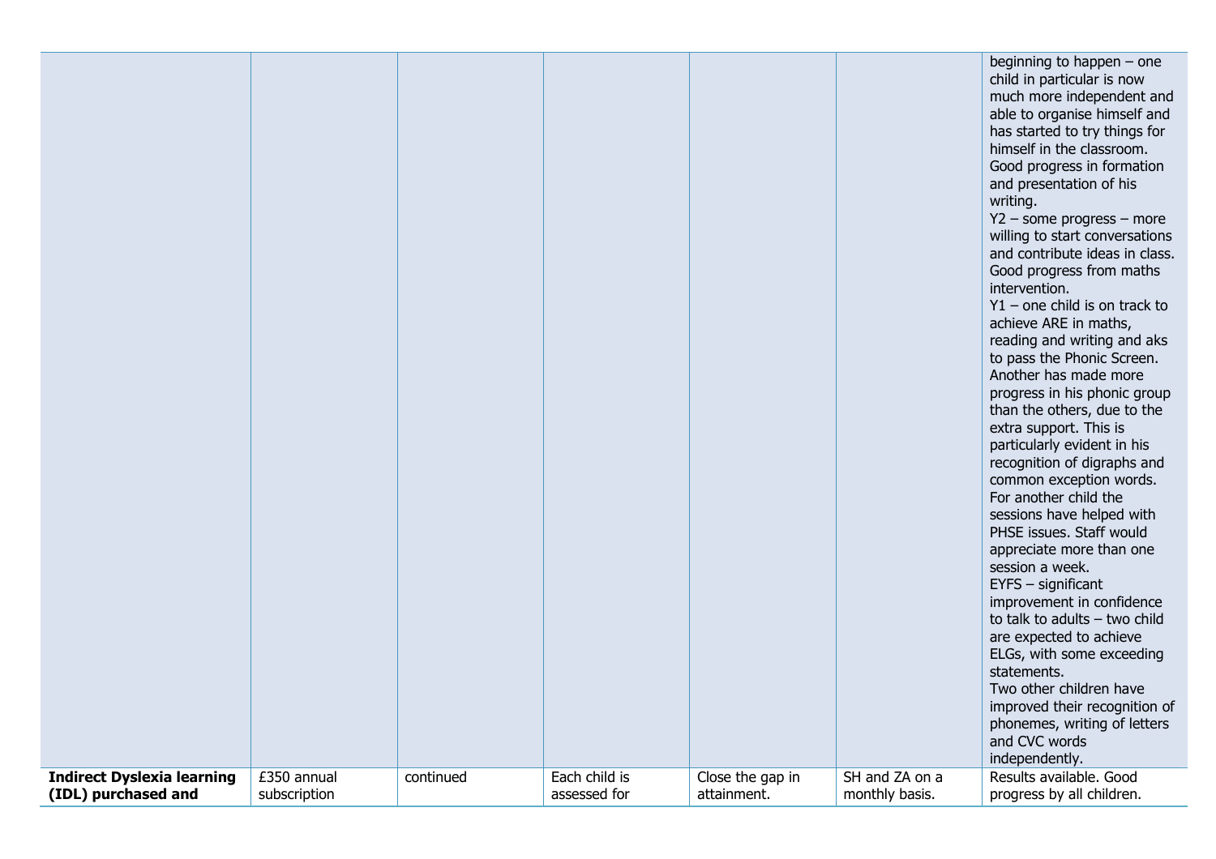| | | | | | | |
|---|---|---|---|---|---|---|
| | | | | | | beginning to happen – one child in particular is now much more independent and able to organise himself and has started to try things for himself in the classroom. Good progress in formation and presentation of his writing.<br>Y2 – some progress – more willing to start conversations and contribute ideas in class. Good progress from maths intervention.<br>Y1 – one child is on track to achieve ARE in maths, reading and writing and aks to pass the Phonic Screen. Another has made more progress in his phonic group than the others, due to the extra support. This is particularly evident in his recognition of digraphs and common exception words. For another child the sessions have helped with PHSE issues. Staff would appreciate more than one session a week.<br>EYFS – significant improvement in confidence to talk to adults – two child are expected to achieve ELGs, with some exceeding statements.<br>Two other children have improved their recognition of phonemes, writing of letters and CVC words independently. |
| **Indirect Dyslexia learning (IDL) purchased and** | £350 annual subscription | continued | Each child is assessed for | Close the gap in attainment. | SH and ZA on a monthly basis. | Results available. Good progress by all children. |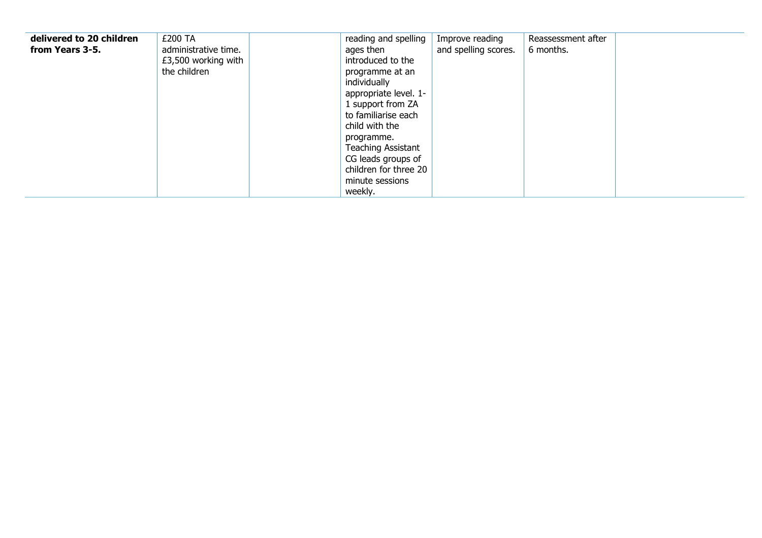| | | | | | | |
|---|---|---|---|---|---|---|
| **delivered to 20 children from Years 3-5.** | £200 TA administrative time. £3,500 working with the children | | reading and spelling ages then introduced to the programme at an individually appropriate level. 1-1 support from ZA to familiarise each child with the programme. Teaching Assistant CG leads groups of children for three 20 minute sessions weekly. | Improve reading and spelling scores. | Reassessment after 6 months. | |